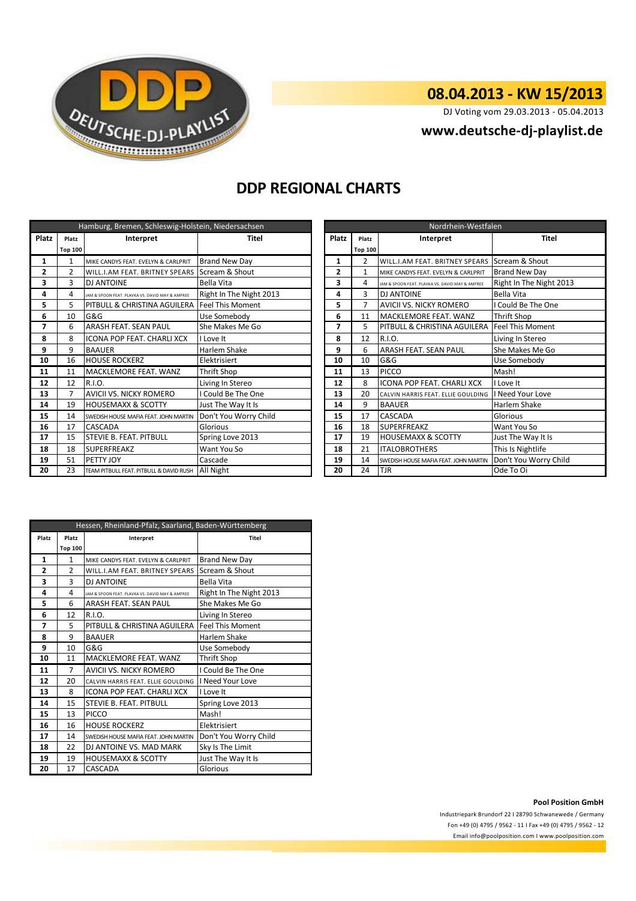# 08.04.2013 - KW 15/2013

DJ Voting vom 29.03.2013 - 05.04.2013

**www.deutsche-dj-playlist.de**

## DDP REGIONAL CHARTS

| Hamburg, Bremen, Schleswig-Holstein, Niedersachsen | | | |
|---|---|---|---|
| Platz | Platz Top 100 | Interpret | Titel |
| 1 | 1 | MIKE CANDYS FEAT. EVELYN & CARLPRIT | Brand New Day |
| 2 | 2 | WILL.I.AM FEAT. BRITNEY SPEARS | Scream & Shout |
| 3 | 3 | DJ ANTOINE | Bella Vita |
| 4 | 4 | JAM & SPOON FEAT. PLAVKA VS. DAVID MAY & AMFREE | Right In The Night 2013 |
| 5 | 5 | PITBULL & CHRISTINA AGUILERA | Feel This Moment |
| 6 | 10 | G&G | Use Somebody |
| 7 | 6 | ARASH FEAT. SEAN PAUL | She Makes Me Go |
| 8 | 8 | ICONA POP FEAT. CHARLI XCX | I Love It |
| 9 | 9 | BAAUER | Harlem Shake |
| 10 | 16 | HOUSE ROCKERZ | Elektrisiert |
| 11 | 11 | MACKLEMORE FEAT. WANZ | Thrift Shop |
| 12 | 12 | R.I.O. | Living In Stereo |
| 13 | 7 | AVICII VS. NICKY ROMERO | I Could Be The One |
| 14 | 19 | HOUSEMAXX & SCOTTY | Just The Way It Is |
| 15 | 14 | SWEDISH HOUSE MAFIA FEAT. JOHN MARTIN | Don't You Worry Child |
| 16 | 17 | CASCADA | Glorious |
| 17 | 15 | STEVIE B. FEAT. PITBULL | Spring Love 2013 |
| 18 | 18 | SUPERFREAKZ | Want You So |
| 19 | 51 | PETTY JOY | Cascade |
| 20 | 23 | TEAM PITBULL FEAT. PITBULL & DAVID RUSH | All Night |

| Nordrhein-Westfalen | | | |
|---|---|---|---|
| Platz | Platz Top 100 | Interpret | Titel |
| 1 | 2 | WILL.I.AM FEAT. BRITNEY SPEARS | Scream & Shout |
| 2 | 1 | MIKE CANDYS FEAT. EVELYN & CARLPRIT | Brand New Day |
| 3 | 4 | JAM & SPOON FEAT. PLAVKA VS. DAVID MAY & AMFREE | Right In The Night 2013 |
| 4 | 3 | DJ ANTOINE | Bella Vita |
| 5 | 7 | AVICII VS. NICKY ROMERO | I Could Be The One |
| 6 | 11 | MACKLEMORE FEAT. WANZ | Thrift Shop |
| 7 | 5 | PITBULL & CHRISTINA AGUILERA | Feel This Moment |
| 8 | 12 | R.I.O. | Living In Stereo |
| 9 | 6 | ARASH FEAT. SEAN PAUL | She Makes Me Go |
| 10 | 10 | G&G | Use Somebody |
| 11 | 13 | PICCO | Mash! |
| 12 | 8 | ICONA POP FEAT. CHARLI XCX | I Love It |
| 13 | 20 | CALVIN HARRIS FEAT. ELLIE GOULDING | I Need Your Love |
| 14 | 9 | BAAUER | Harlem Shake |
| 15 | 17 | CASCADA | Glorious |
| 16 | 18 | SUPERFREAKZ | Want You So |
| 17 | 19 | HOUSEMAXX & SCOTTY | Just The Way It Is |
| 18 | 21 | ITALOBROTHERS | This Is Nightlife |
| 19 | 14 | SWEDISH HOUSE MAFIA FEAT. JOHN MARTIN | Don't You Worry Child |
| 20 | 24 | TJR | Ode To Oi |

| Hessen, Rheinland-Pfalz, Saarland, Baden-Württemberg | | | |
|---|---|---|---|
| Platz | Platz Top 100 | Interpret | Titel |
| 1 | 1 | MIKE CANDYS FEAT. EVELYN & CARLPRIT | Brand New Day |
| 2 | 2 | WILL.I.AM FEAT. BRITNEY SPEARS | Scream & Shout |
| 3 | 3 | DJ ANTOINE | Bella Vita |
| 4 | 4 | JAM & SPOON FEAT. PLAVKA VS. DAVID MAY & AMFREE | Right In The Night 2013 |
| 5 | 6 | ARASH FEAT. SEAN PAUL | She Makes Me Go |
| 6 | 12 | R.I.O. | Living In Stereo |
| 7 | 5 | PITBULL & CHRISTINA AGUILERA | Feel This Moment |
| 8 | 9 | BAAUER | Harlem Shake |
| 9 | 10 | G&G | Use Somebody |
| 10 | 11 | MACKLEMORE FEAT. WANZ | Thrift Shop |
| 11 | 7 | AVICII VS. NICKY ROMERO | I Could Be The One |
| 12 | 20 | CALVIN HARRIS FEAT. ELLIE GOULDING | I Need Your Love |
| 13 | 8 | ICONA POP FEAT. CHARLI XCX | I Love It |
| 14 | 15 | STEVIE B. FEAT. PITBULL | Spring Love 2013 |
| 15 | 13 | PICCO | Mash! |
| 16 | 16 | HOUSE ROCKERZ | Elektrisiert |
| 17 | 14 | SWEDISH HOUSE MAFIA FEAT. JOHN MARTIN | Don't You Worry Child |
| 18 | 22 | DJ ANTOINE VS. MAD MARK | Sky Is The Limit |
| 19 | 19 | HOUSEMAXX & SCOTTY | Just The Way It Is |
| 20 | 17 | CASCADA | Glorious |

**Pool Position GmbH**

Industriepark Brundorf 22 I 28790 Schwanewede / Germany

Fon +49 (0) 4795 / 9562 - 11 I Fax +49 (0) 4795 / 9562 - 12

Email info@poolposition.com I www.poolposition.com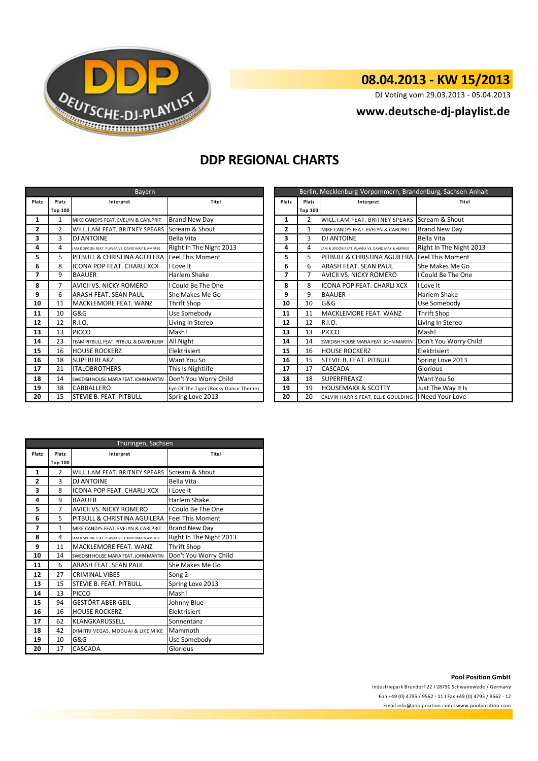DEUTSCHE-DJ-PLAYLIST

## 08.04.2013 - KW 15/2013

DJ Voting vom 29.03.2013 - 05.04.2013

**www.deutsche-dj-playlist.de**

# DDP REGIONAL CHARTS

### Bayern

| Platz | Platz Top 100 | Interpret | Titel |
|---|---|---|---|
| 1 | 1 | MIKE CANDYS FEAT. EVELYN & CARLPRIT | Brand New Day |
| 2 | 2 | WILL.I.AM FEAT. BRITNEY SPEARS | Scream & Shout |
| 3 | 3 | DJ ANTOINE | Bella Vita |
| 4 | 4 | JAM & SPOON FEAT. PLAVKA VS. DAVID MAY & AMFREE | Right In The Night 2013 |
| 5 | 5 | PITBULL & CHRISTINA AGUILERA | Feel This Moment |
| 6 | 8 | ICONA POP FEAT. CHARLI XCX | I Love It |
| 7 | 9 | BAAUER | Harlem Shake |
| 8 | 7 | AVICII VS. NICKY ROMERO | I Could Be The One |
| 9 | 6 | ARASH FEAT. SEAN PAUL | She Makes Me Go |
| 10 | 11 | MACKLEMORE FEAT. WANZ | Thrift Shop |
| 11 | 10 | G&G | Use Somebody |
| 12 | 12 | R.I.O. | Living In Stereo |
| 13 | 13 | PICCO | Mash! |
| 14 | 23 | TEAM PITBULL FEAT. PITBULL & DAVID RUSH | All Night |
| 15 | 16 | HOUSE ROCKERZ | Elektrisiert |
| 16 | 18 | SUPERFREAKZ | Want You So |
| 17 | 21 | ITALOBROTHERS | This Is Nightlife |
| 18 | 14 | SWEDISH HOUSE MAFIA FEAT. JOHN MARTIN | Don't You Worry Child |
| 19 | 38 | CABBALLERO | Eye Of The Tiger (Rocky Dance Theme) |
| 20 | 15 | STEVIE B. FEAT. PITBULL | Spring Love 2013 |

### Berlin, Mecklenburg-Vorpommern, Brandenburg, Sachsen-Anhalt

| Platz | Platz Top 100 | Interpret | Titel |
|---|---|---|---|
| 1 | 2 | WILL.I.AM FEAT. BRITNEY SPEARS | Scream & Shout |
| 2 | 1 | MIKE CANDYS FEAT. EVELYN & CARLPRIT | Brand New Day |
| 3 | 3 | DJ ANTOINE | Bella Vita |
| 4 | 4 | JAM & SPOON FEAT. PLAVKA VS. DAVID MAY & AMFREE | Right In The Night 2013 |
| 5 | 5 | PITBULL & CHRISTINA AGUILERA | Feel This Moment |
| 6 | 6 | ARASH FEAT. SEAN PAUL | She Makes Me Go |
| 7 | 7 | AVICII VS. NICKY ROMERO | I Could Be The One |
| 8 | 8 | ICONA POP FEAT. CHARLI XCX | I Love It |
| 9 | 9 | BAAUER | Harlem Shake |
| 10 | 10 | G&G | Use Somebody |
| 11 | 11 | MACKLEMORE FEAT. WANZ | Thrift Shop |
| 12 | 12 | R.I.O. | Living In Stereo |
| 13 | 13 | PICCO | Mash! |
| 14 | 14 | SWEDISH HOUSE MAFIA FEAT. JOHN MARTIN | Don't You Worry Child |
| 15 | 16 | HOUSE ROCKERZ | Elektrisiert |
| 16 | 15 | STEVIE B. FEAT. PITBULL | Spring Love 2013 |
| 17 | 17 | CASCADA | Glorious |
| 18 | 18 | SUPERFREAKZ | Want You So |
| 19 | 19 | HOUSEMAXX & SCOTTY | Just The Way It Is |
| 20 | 20 | CALVIN HARRIS FEAT. ELLIE GOULDING | I Need Your Love |

### Thüringen, Sachsen

| Platz | Platz Top 100 | Interpret | Titel |
|---|---|---|---|
| 1 | 2 | WILL.I.AM FEAT. BRITNEY SPEARS | Scream & Shout |
| 2 | 3 | DJ ANTOINE | Bella Vita |
| 3 | 8 | ICONA POP FEAT. CHARLI XCX | I Love It |
| 4 | 9 | BAAUER | Harlem Shake |
| 5 | 7 | AVICII VS. NICKY ROMERO | I Could Be The One |
| 6 | 5 | PITBULL & CHRISTINA AGUILERA | Feel This Moment |
| 7 | 1 | MIKE CANDYS FEAT. EVELYN & CARLPRIT | Brand New Day |
| 8 | 4 | JAM & SPOON FEAT. PLAVKA VS. DAVID MAY & AMFREE | Right In The Night 2013 |
| 9 | 11 | MACKLEMORE FEAT. WANZ | Thrift Shop |
| 10 | 14 | SWEDISH HOUSE MAFIA FEAT. JOHN MARTIN | Don't You Worry Child |
| 11 | 6 | ARASH FEAT. SEAN PAUL | She Makes Me Go |
| 12 | 27 | CRIMINAL VIBES | Song 2 |
| 13 | 15 | STEVIE B. FEAT. PITBULL | Spring Love 2013 |
| 14 | 13 | PICCO | Mash! |
| 15 | 94 | GESTÖRT ABER GEIL | Johnny Blue |
| 16 | 16 | HOUSE ROCKERZ | Elektrisiert |
| 17 | 62 | KLANGKARUSSELL | Sonnentanz |
| 18 | 42 | DIMITRI VEGAS, MOGUAI & LIKE MIKE | Mammoth |
| 19 | 10 | G&G | Use Somebody |
| 20 | 17 | CASCADA | Glorious |

**Pool Position GmbH**

Industriepark Brundorf 22 I 28790 Schwanewede / Germany

Fon +49 (0) 4795 / 9562 - 11 I Fax +49 (0) 4795 / 9562 - 12

Email info@poolposition.com I www.poolposition.com